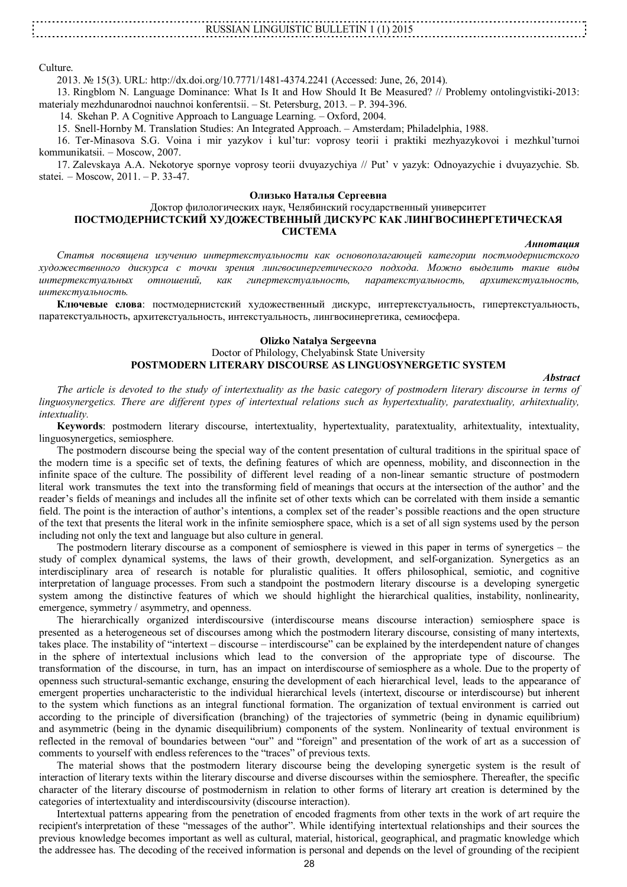Culture.

2013. № 15(3). URL: http://dx.doi.org/10.7771/1481-4374.2241 (Accessed: June, 26, 2014).

13. Ringblom N. Language Dominance: What Is It and How Should It Be Measured? // Problemy ontolingvistiki-2013: materialy mezhdunarodnoi nauchnoi konferentsii. – St. Petersburg, 2013. – P. 394-396.

14. Skehan P. A Cognitive Approach to Language Learning. – Oxford, 2004.

15. Snell-Hornby M. Translation Studies: An Integrated Approach. – Amsterdam; Philadelphia, 1988.

16. Ter-Minasova S.G. Voina i mir yazykov i kul'tur: voprosy teorii i praktiki mezhyazykovoi i mezhkul'turnoi kommunikatsii. – Moscow, 2007.

17. Zalevskaya A.A. Nekotorye spornye voprosy teorii dvuyazychiya // Put' v yazyk: Odnoyazychie i dvuyazychie. Sb. statei. – Moscow, 2011. – P. 33-47.

**Олизько Наталья Сергеевна**

Доктор филологических наук, Челябинский государственный университет

## ПОСТМОДЕРНИСТСКИЙ ХУДОЖЕСТВЕННЫЙ ДИСКУРС КАК ЛИНГВОСИНЕРГЕТИЧЕСКАЯ СИСТЕМА

***Аннотация***

*Статья посвящена изучению интертекстуальности как основополагающей категории постмодернистского художественного дискурса с точки зрения лингвосинергетического подхода. Можно выделить такие виды интертекстуальных отношений, как гипертекстуальность, паратекстуальность, архитекстуальность, интекстуальность.*

**Ключевые слова**: постмодернистский художественный дискурс, интертекстуальность, гипертекстуальность, паратекстуальность, архитекстуальность, интекстуальность, лингвосинергетика, семиосфера.

**Olizko Natalya Sergeevna**

Doctor of Philology, Chelyabinsk State University

## POSTMODERN LITERARY DISCOURSE AS LINGUOSYNERGETIC SYSTEM

***Abstract***

*The article is devoted to the study of intertextuality as the basic category of postmodern literary discourse in terms of linguosynergetics. There are different types of intertextual relations such as hypertextuality, paratextuality, arhitextuality, intextuality.*

**Keywords**: postmodern literary discourse, intertextuality, hypertextuality, paratextuality, arhitextuality, intextuality, linguosynergetics, semiosphere.

The postmodern discourse being the special way of the content presentation of cultural traditions in the spiritual space of the modern time is a specific set of texts, the defining features of which are openness, mobility, and disconnection in the infinite space of the culture. The possibility of different level reading of a non-linear semantic structure of postmodern literal work transmutes the text into the transforming field of meanings that occurs at the intersection of the author' and the reader's fields of meanings and includes all the infinite set of other texts which can be correlated with them inside a semantic field. The point is the interaction of author's intentions, a complex set of the reader's possible reactions and the open structure of the text that presents the literal work in the infinite semiosphere space, which is a set of all sign systems used by the person including not only the text and language but also culture in general.

The postmodern literary discourse as a component of semiosphere is viewed in this paper in terms of synergetics – the study of complex dynamical systems, the laws of their growth, development, and self-organization. Synergetics as an interdisciplinary area of research is notable for pluralistic qualities. It offers philosophical, semiotic, and cognitive interpretation of language processes. From such a standpoint the postmodern literary discourse is a developing synergetic system among the distinctive features of which we should highlight the hierarchical qualities, instability, nonlinearity, emergence, symmetry / asymmetry, and openness.

The hierarchically organized interdiscoursive (interdiscourse means discourse interaction) semiosphere space is presented as a heterogeneous set of discourses among which the postmodern literary discourse, consisting of many intertexts, takes place. The instability of "intertext – discourse – interdiscourse" can be explained by the interdependent nature of changes in the sphere of intertextual inclusions which lead to the conversion of the appropriate type of discourse. The transformation of the discourse, in turn, has an impact on interdiscourse of semiosphere as a whole. Due to the property of openness such structural-semantic exchange, ensuring the development of each hierarchical level, leads to the appearance of emergent properties uncharacteristic to the individual hierarchical levels (intertext, discourse or interdiscourse) but inherent to the system which functions as an integral functional formation. The organization of textual environment is carried out according to the principle of diversification (branching) of the trajectories of symmetric (being in dynamic equilibrium) and asymmetric (being in the dynamic disequilibrium) components of the system. Nonlinearity of textual environment is reflected in the removal of boundaries between "our" and "foreign" and presentation of the work of art as a succession of comments to yourself with endless references to the "traces" of previous texts.

The material shows that the postmodern literary discourse being the developing synergetic system is the result of interaction of literary texts within the literary discourse and diverse discourses within the semiosphere. Thereafter, the specific character of the literary discourse of postmodernism in relation to other forms of literary art creation is determined by the categories of intertextuality and interdiscoursivity (discourse interaction).

Intertextual patterns appearing from the penetration of encoded fragments from other texts in the work of art require the recipient's interpretation of these "messages of the author". While identifying intertextual relationships and their sources the previous knowledge becomes important as well as cultural, material, historical, geographical, and pragmatic knowledge which the addressee has. The decoding of the received information is personal and depends on the level of grounding of the recipient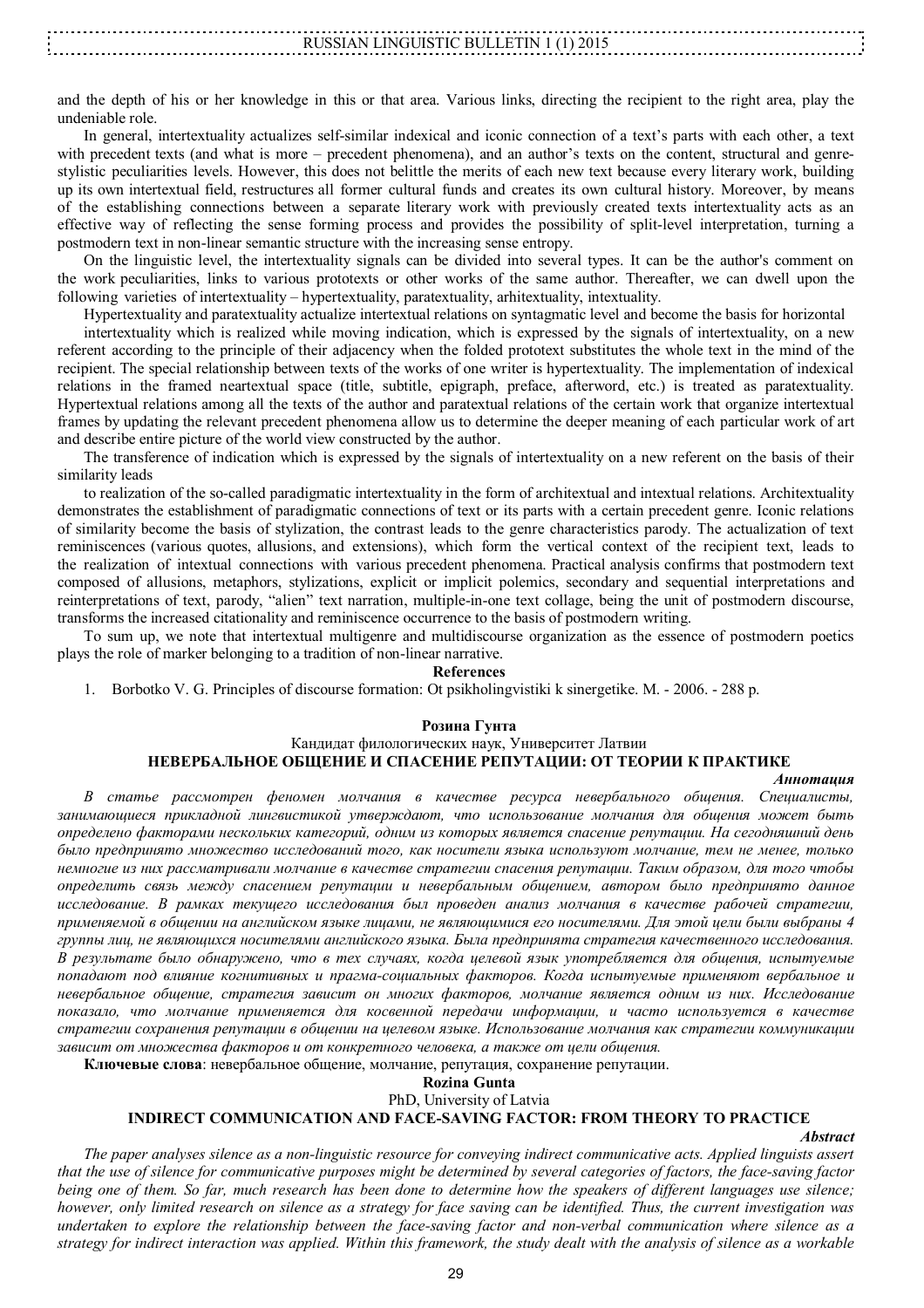and the depth of his or her knowledge in this or that area. Various links, directing the recipient to the right area, play the undeniable role.

In general, intertextuality actualizes self-similar indexical and iconic connection of a text's parts with each other, a text with precedent texts (and what is more – precedent phenomena), and an author's texts on the content, structural and genre-stylistic peculiarities levels. However, this does not belittle the merits of each new text because every literary work, building up its own intertextual field, restructures all former cultural funds and creates its own cultural history. Moreover, by means of the establishing connections between a separate literary work with previously created texts intertextuality acts as an effective way of reflecting the sense forming process and provides the possibility of split-level interpretation, turning a postmodern text in non-linear semantic structure with the increasing sense entropy.

On the linguistic level, the intertextuality signals can be divided into several types. It can be the author's comment on the work peculiarities, links to various prototexts or other works of the same author. Thereafter, we can dwell upon the following varieties of intertextuality – hypertextuality, paratextuality, arhitextuality, intextuality.

Hypertextuality and paratextuality actualize intertextual relations on syntagmatic level and become the basis for horizontal

intertextuality which is realized while moving indication, which is expressed by the signals of intertextuality, on a new referent according to the principle of their adjacency when the folded prototext substitutes the whole text in the mind of the recipient. The special relationship between texts of the works of one writer is hypertextuality. The implementation of indexical relations in the framed neartextual space (title, subtitle, epigraph, preface, afterword, etc.) is treated as paratextuality. Hypertextual relations among all the texts of the author and paratextual relations of the certain work that organize intertextual frames by updating the relevant precedent phenomena allow us to determine the deeper meaning of each particular work of art and describe entire picture of the world view constructed by the author.

The transference of indication which is expressed by the signals of intertextuality on a new referent on the basis of their similarity leads

to realization of the so-called paradigmatic intertextuality in the form of architextual and intextual relations. Architextuality demonstrates the establishment of paradigmatic connections of text or its parts with a certain precedent genre. Iconic relations of similarity become the basis of stylization, the contrast leads to the genre characteristics parody. The actualization of text reminiscences (various quotes, allusions, and extensions), which form the vertical context of the recipient text, leads to the realization of intextual connections with various precedent phenomena. Practical analysis confirms that postmodern text composed of allusions, metaphors, stylizations, explicit or implicit polemics, secondary and sequential interpretations and reinterpretations of text, parody, "alien" text narration, multiple-in-one text collage, being the unit of postmodern discourse, transforms the increased citationality and reminiscence occurrence to the basis of postmodern writing.

To sum up, we note that intertextual multigenre and multidiscourse organization as the essence of postmodern poetics plays the role of marker belonging to a tradition of non-linear narrative.

**References**

1. Borbotko V. G. Principles of discourse formation: Ot psikholingvistiki k sinergetike. M. - 2006. - 288 p.

**Розина Гунта**

Кандидат филологических наук, Университет Латвии

## НЕВЕРБАЛЬНОЕ ОБЩЕНИЕ И СПАСЕНИЕ РЕПУТАЦИИ: ОТ ТЕОРИИ К ПРАКТИКЕ

***Аннотация***

*В статье рассмотрен феномен молчания в качестве ресурса невербального общения. Специалисты, занимающиеся прикладной лингвистикой утверждают, что использование молчания для общения может быть определено факторами нескольких категорий, одним из которых является спасение репутации. На сегодняшний день было предпринято множество исследований того, как носители языка используют молчание, тем не менее, только немногие из них рассматривали молчание в качестве стратегии спасения репутации. Таким образом, для того чтобы определить связь между спасением репутации и невербальным общением, автором было предпринято данное исследование. В рамках текущего исследования был проведен анализ молчания в качестве рабочей стратегии, применяемой в общении на английском языке лицами, не являющимися его носителями. Для этой цели были выбраны 4 группы лиц, не являющихся носителями английского языка. Была предпринята стратегия качественного исследования. В результате было обнаружено, что в тех случаях, когда целевой язык употребляется для общения, испытуемые попадают под влияние когнитивных и прагма-социальных факторов. Когда испытуемые применяют вербальное и невербальное общение, стратегия зависит он многих факторов, молчание является одним из них. Исследование показало, что молчание применяется для косвенной передачи информации, и часто используется в качестве стратегии сохранения репутации в общении на целевом языке. Использование молчания как стратегии коммуникации зависит от множества факторов и от конкретного человека, а также от цели общения.*

**Ключевые слова**: невербальное общение, молчание, репутация, сохранение репутации.

**Rozina Gunta**

PhD, University of Latvia

## INDIRECT COMMUNICATION AND FACE-SAVING FACTOR: FROM THEORY TO PRACTICE

***Abstract***

*The paper analyses silence as a non-linguistic resource for conveying indirect communicative acts. Applied linguists assert that the use of silence for communicative purposes might be determined by several categories of factors, the face-saving factor being one of them. So far, much research has been done to determine how the speakers of different languages use silence; however, only limited research on silence as a strategy for face saving can be identified. Thus, the current investigation was undertaken to explore the relationship between the face-saving factor and non-verbal communication where silence as a strategy for indirect interaction was applied. Within this framework, the study dealt with the analysis of silence as a workable*